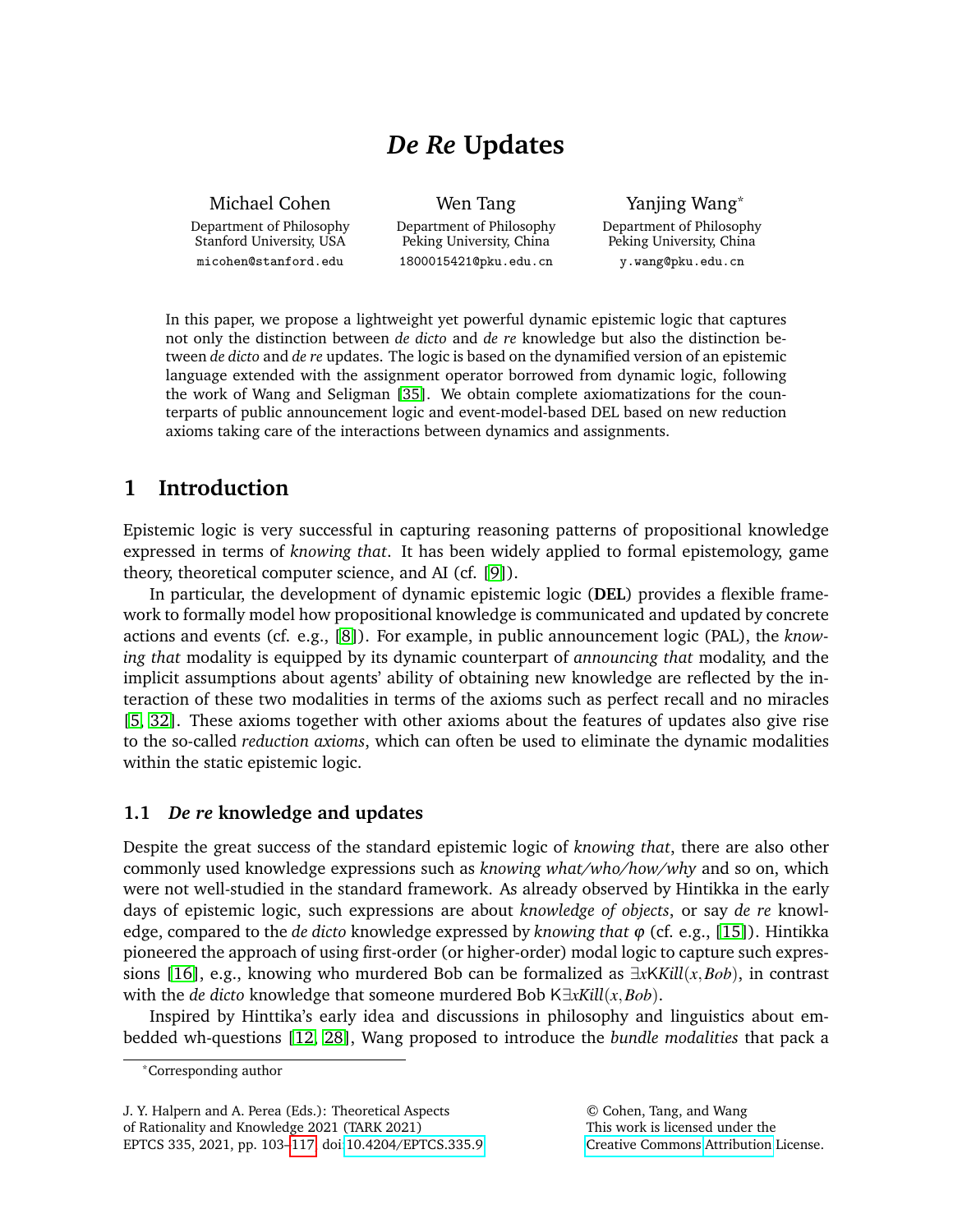# *De Re* Updates

Michael Cohen
Department of Philosophy
Stanford University, USA
micohen@stanford.edu

Wen Tang
Department of Philosophy
Peking University, China
1800015421@pku.edu.cn

Yanjing Wang*
Department of Philosophy
Peking University, China
y.wang@pku.edu.cn

In this paper, we propose a lightweight yet powerful dynamic epistemic logic that captures not only the distinction between *de dicto* and *de re* knowledge but also the distinction between *de dicto* and *de re* updates. The logic is based on the dynamified version of an epistemic language extended with the assignment operator borrowed from dynamic logic, following the work of Wang and Seligman [35]. We obtain complete axiomatizations for the counterparts of public announcement logic and event-model-based DEL based on new reduction axioms taking care of the interactions between dynamics and assignments.

## 1 Introduction

Epistemic logic is very successful in capturing reasoning patterns of propositional knowledge expressed in terms of *knowing that*. It has been widely applied to formal epistemology, game theory, theoretical computer science, and AI (cf. [9]).

In particular, the development of dynamic epistemic logic (**DEL**) provides a flexible framework to formally model how propositional knowledge is communicated and updated by concrete actions and events (cf. e.g., [8]). For example, in public announcement logic (PAL), the *knowing that* modality is equipped by its dynamic counterpart of *announcing that* modality, and the implicit assumptions about agents' ability of obtaining new knowledge are reflected by the interaction of these two modalities in terms of the axioms such as perfect recall and no miracles [5, 32]. These axioms together with other axioms about the features of updates also give rise to the so-called *reduction axioms*, which can often be used to eliminate the dynamic modalities within the static epistemic logic.

### 1.1 *De re* knowledge and updates

Despite the great success of the standard epistemic logic of *knowing that*, there are also other commonly used knowledge expressions such as *knowing what/who/how/why* and so on, which were not well-studied in the standard framework. As already observed by Hintikka in the early days of epistemic logic, such expressions are about *knowledge of objects*, or say *de re* knowledge, compared to the *de dicto* knowledge expressed by *knowing that* $\varphi$ (cf. e.g., [15]). Hintikka pioneered the approach of using first-order (or higher-order) modal logic to capture such expressions [16], e.g., knowing who murdered Bob can be formalized as $\exists x \mathsf{K} Kill(x, Bob)$, in contrast with the *de dicto* knowledge that someone murdered Bob $\mathsf{K}\exists x Kill(x, Bob)$.

Inspired by Hinttika's early idea and discussions in philosophy and linguistics about embedded wh-questions [12, 28], Wang proposed to introduce the *bundle modalities* that pack a

*Corresponding author

J. Y. Halpern and A. Perea (Eds.): Theoretical Aspects of Rationality and Knowledge 2021 (TARK 2021)
EPTCS 335, 2021, pp. 103–117, doi:10.4204/EPTCS.335.9

© Cohen, Tang, and Wang
This work is licensed under the Creative Commons Attribution License.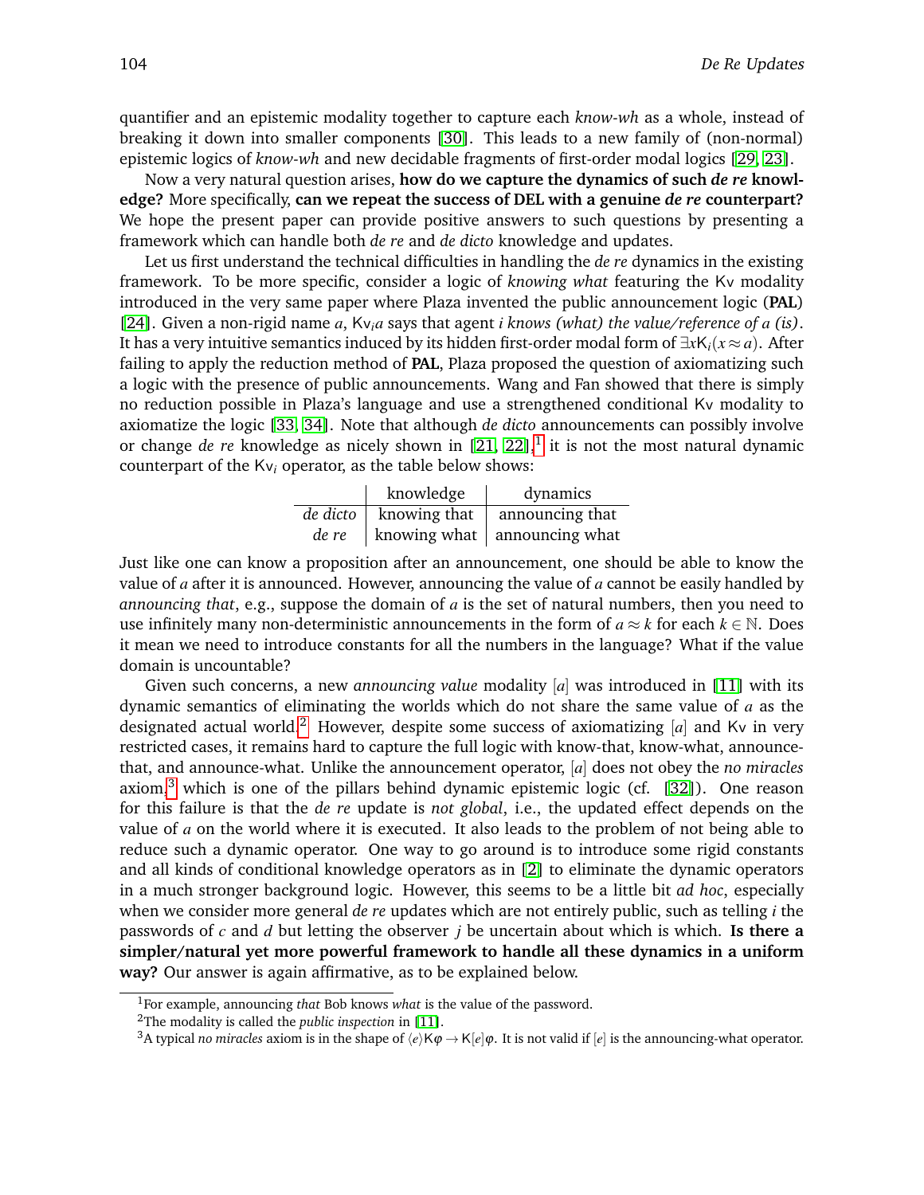quantifier and an epistemic modality together to capture each *know-wh* as a whole, instead of breaking it down into smaller components [30]. This leads to a new family of (non-normal) epistemic logics of *know-wh* and new decidable fragments of first-order modal logics [29, 23].

Now a very natural question arises, **how do we capture the dynamics of such *de re* knowledge?** More specifically, **can we repeat the success of DEL with a genuine *de re* counterpart?** We hope the present paper can provide positive answers to such questions by presenting a framework which can handle both *de re* and *de dicto* knowledge and updates.

Let us first understand the technical difficulties in handling the *de re* dynamics in the existing framework. To be more specific, consider a logic of *knowing what* featuring the $\mathsf{Kv}$ modality introduced in the very same paper where Plaza invented the public announcement logic (**PAL**) [24]. Given a non-rigid name $a$, $\mathsf{Kv}_i a$ says that agent *i knows (what) the value/reference of a (is)*. It has a very intuitive semantics induced by its hidden first-order modal form of $\exists x \mathsf{K}_i(x \approx a)$. After failing to apply the reduction method of **PAL**, Plaza proposed the question of axiomatizing such a logic with the presence of public announcements. Wang and Fan showed that there is simply no reduction possible in Plaza's language and use a strengthened conditional $\mathsf{Kv}$ modality to axiomatize the logic [33, 34]. Note that although *de dicto* announcements can possibly involve or change *de re* knowledge as nicely shown in [21, 22],[1] it is not the most natural dynamic counterpart of the $\mathsf{Kv}_i$ operator, as the table below shows:

| | knowledge | dynamics |
|---|---|---|
| *de dicto* | knowing that | announcing that |
| *de re* | knowing what | announcing what |

Just like one can know a proposition after an announcement, one should be able to know the value of $a$ after it is announced. However, announcing the value of $a$ cannot be easily handled by *announcing that*, e.g., suppose the domain of $a$ is the set of natural numbers, then you need to use infinitely many non-deterministic announcements in the form of $a \approx k$ for each $k \in \mathbb{N}$. Does it mean we need to introduce constants for all the numbers in the language? What if the value domain is uncountable?

Given such concerns, a new *announcing value* modality $[a]$ was introduced in [11] with its dynamic semantics of eliminating the worlds which do not share the same value of $a$ as the designated actual world.[2] However, despite some success of axiomatizing $[a]$ and $\mathsf{Kv}$ in very restricted cases, it remains hard to capture the full logic with know-that, know-what, announce-that, and announce-what. Unlike the announcement operator, $[a]$ does not obey the *no miracles* axiom,[3] which is one of the pillars behind dynamic epistemic logic (cf. [32]). One reason for this failure is that the *de re* update is *not global*, i.e., the updated effect depends on the value of $a$ on the world where it is executed. It also leads to the problem of not being able to reduce such a dynamic operator. One way to go around is to introduce some rigid constants and all kinds of conditional knowledge operators as in [2] to eliminate the dynamic operators in a much stronger background logic. However, this seems to be a little bit *ad hoc*, especially when we consider more general *de re* updates which are not entirely public, such as telling $i$ the passwords of $c$ and $d$ but letting the observer $j$ be uncertain about which is which. **Is there a simpler/natural yet more powerful framework to handle all these dynamics in a uniform way?** Our answer is again affirmative, as to be explained below.

[1] For example, announcing *that* Bob knows *what* is the value of the password.

[2] The modality is called the *public inspection* in [11].

[3] A typical *no miracles* axiom is in the shape of $\langle e \rangle \mathsf{K}\varphi \to \mathsf{K}[e]\varphi$. It is not valid if $[e]$ is the announcing-what operator.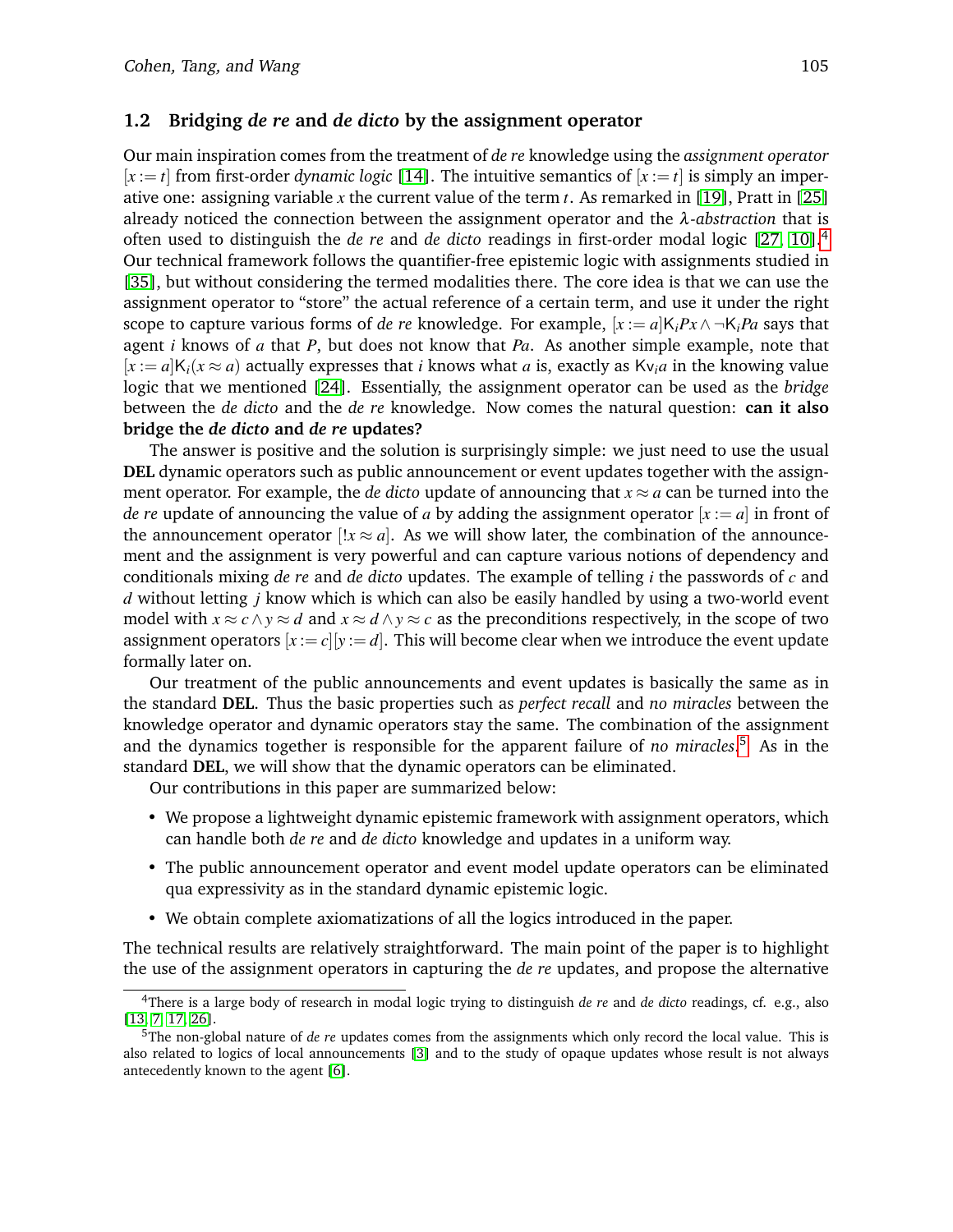### 1.2 Bridging *de re* and *de dicto* by the assignment operator

Our main inspiration comes from the treatment of *de re* knowledge using the *assignment operator* $[x := t]$ from first-order *dynamic logic* [14]. The intuitive semantics of $[x := t]$ is simply an imperative one: assigning variable $x$ the current value of the term $t$. As remarked in [19], Pratt in [25] already noticed the connection between the assignment operator and the $\lambda$-*abstraction* that is often used to distinguish the *de re* and *de dicto* readings in first-order modal logic [27, 10].[4] Our technical framework follows the quantifier-free epistemic logic with assignments studied in [35], but without considering the termed modalities there. The core idea is that we can use the assignment operator to "store" the actual reference of a certain term, and use it under the right scope to capture various forms of *de re* knowledge. For example, $[x := a]\mathsf{K}_i Px \wedge \neg \mathsf{K}_i Pa$ says that agent $i$ knows of $a$ that $P$, but does not know that $Pa$. As another simple example, note that $[x := a]\mathsf{K}_i(x \approx a)$ actually expresses that $i$ knows what $a$ is, exactly as $\mathsf{Kv}_i a$ in the knowing value logic that we mentioned [24]. Essentially, the assignment operator can be used as the *bridge* between the *de dicto* and the *de re* knowledge. Now comes the natural question: **can it also bridge the *de dicto* and *de re* updates?**

The answer is positive and the solution is surprisingly simple: we just need to use the usual **DEL** dynamic operators such as public announcement or event updates together with the assignment operator. For example, the *de dicto* update of announcing that $x \approx a$ can be turned into the *de re* update of announcing the value of $a$ by adding the assignment operator $[x := a]$ in front of the announcement operator $[!x \approx a]$. As we will show later, the combination of the announcement and the assignment is very powerful and can capture various notions of dependency and conditionals mixing *de re* and *de dicto* updates. The example of telling $i$ the passwords of $c$ and $d$ without letting $j$ know which is which can also be easily handled by using a two-world event model with $x \approx c \wedge y \approx d$ and $x \approx d \wedge y \approx c$ as the preconditions respectively, in the scope of two assignment operators $[x := c][y := d]$. This will become clear when we introduce the event update formally later on.

Our treatment of the public announcements and event updates is basically the same as in the standard **DEL**. Thus the basic properties such as *perfect recall* and *no miracles* between the knowledge operator and dynamic operators stay the same. The combination of the assignment and the dynamics together is responsible for the apparent failure of *no miracles*.[5] As in the standard **DEL**, we will show that the dynamic operators can be eliminated.

Our contributions in this paper are summarized below:

- We propose a lightweight dynamic epistemic framework with assignment operators, which can handle both *de re* and *de dicto* knowledge and updates in a uniform way.
- The public announcement operator and event model update operators can be eliminated qua expressivity as in the standard dynamic epistemic logic.
- We obtain complete axiomatizations of all the logics introduced in the paper.

The technical results are relatively straightforward. The main point of the paper is to highlight the use of the assignment operators in capturing the *de re* updates, and propose the alternative

[4] There is a large body of research in modal logic trying to distinguish *de re* and *de dicto* readings, cf. e.g., also [13, 7, 17, 26].

[5] The non-global nature of *de re* updates comes from the assignments which only record the local value. This is also related to logics of local announcements [3] and to the study of opaque updates whose result is not always antecedently known to the agent [6].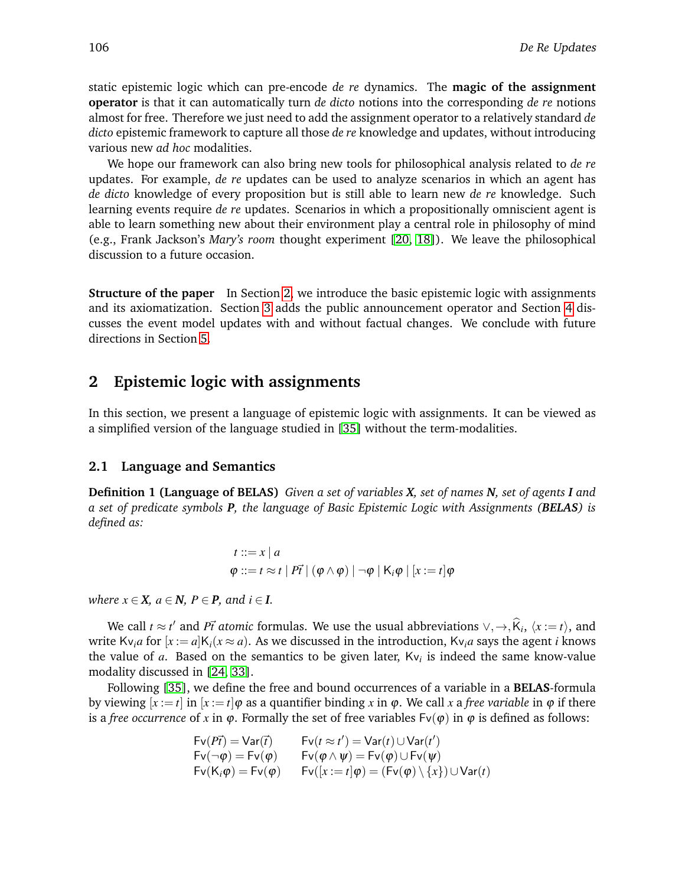static epistemic logic which can pre-encode *de re* dynamics. The **magic of the assignment operator** is that it can automatically turn *de dicto* notions into the corresponding *de re* notions almost for free. Therefore we just need to add the assignment operator to a relatively standard *de dicto* epistemic framework to capture all those *de re* knowledge and updates, without introducing various new *ad hoc* modalities.

We hope our framework can also bring new tools for philosophical analysis related to *de re* updates. For example, *de re* updates can be used to analyze scenarios in which an agent has *de dicto* knowledge of every proposition but is still able to learn new *de re* knowledge. Such learning events require *de re* updates. Scenarios in which a propositionally omniscient agent is able to learn something new about their environment play a central role in philosophy of mind (e.g., Frank Jackson's *Mary's room* thought experiment [20, 18]). We leave the philosophical discussion to a future occasion.

**Structure of the paper** In Section 2, we introduce the basic epistemic logic with assignments and its axiomatization. Section 3 adds the public announcement operator and Section 4 discusses the event model updates with and without factual changes. We conclude with future directions in Section 5.

## 2 Epistemic logic with assignments

In this section, we present a language of epistemic logic with assignments. It can be viewed as a simplified version of the language studied in [35] without the term-modalities.

### 2.1 Language and Semantics

**Definition 1 (Language of BELAS)** *Given a set of variables $\boldsymbol{X}$, set of names $\boldsymbol{N}$, set of agents $\boldsymbol{I}$ and a set of predicate symbols $\boldsymbol{P}$, the language of Basic Epistemic Logic with Assignments (**BELAS**) is defined as:*

$$
\begin{aligned}
t &::= x \mid a \\
\varphi &::= t \approx t \mid P\vec{t} \mid (\varphi \wedge \varphi) \mid \neg\varphi \mid \mathsf{K}_i\varphi \mid [x := t]\varphi
\end{aligned}
$$

*where $x \in \boldsymbol{X}$, $a \in \boldsymbol{N}$, $P \in \boldsymbol{P}$, and $i \in \boldsymbol{I}$.*

We call $t \approx t'$ and $P\vec{t}$ *atomic* formulas. We use the usual abbreviations $\vee, \rightarrow, \widehat{\mathsf{K}}_i$, $\langle x := t\rangle$, and write $\mathsf{Kv}_i a$ for $[x := a]\mathsf{K}_i(x \approx a)$. As we discussed in the introduction, $\mathsf{Kv}_i a$ says the agent $i$ knows the value of $a$. Based on the semantics to be given later, $\mathsf{Kv}_i$ is indeed the same know-value modality discussed in [24, 33].

Following [35], we define the free and bound occurrences of a variable in a **BELAS**-formula by viewing $[x := t]$ in $[x := t]\varphi$ as a quantifier binding $x$ in $\varphi$. We call $x$ a *free variable* in $\varphi$ if there is a *free occurrence* of $x$ in $\varphi$. Formally the set of free variables $\mathsf{Fv}(\varphi)$ in $\varphi$ is defined as follows:

$$
\begin{array}{ll}
\mathsf{Fv}(P\vec{t}) = \mathsf{Var}(\vec{t}) & \mathsf{Fv}(t \approx t') = \mathsf{Var}(t) \cup \mathsf{Var}(t') \\
\mathsf{Fv}(\neg\varphi) = \mathsf{Fv}(\varphi) & \mathsf{Fv}(\varphi \wedge \psi) = \mathsf{Fv}(\varphi) \cup \mathsf{Fv}(\psi) \\
\mathsf{Fv}(\mathsf{K}_i\varphi) = \mathsf{Fv}(\varphi) & \mathsf{Fv}([x := t]\varphi) = (\mathsf{Fv}(\varphi) \setminus \{x\}) \cup \mathsf{Var}(t)
\end{array}
$$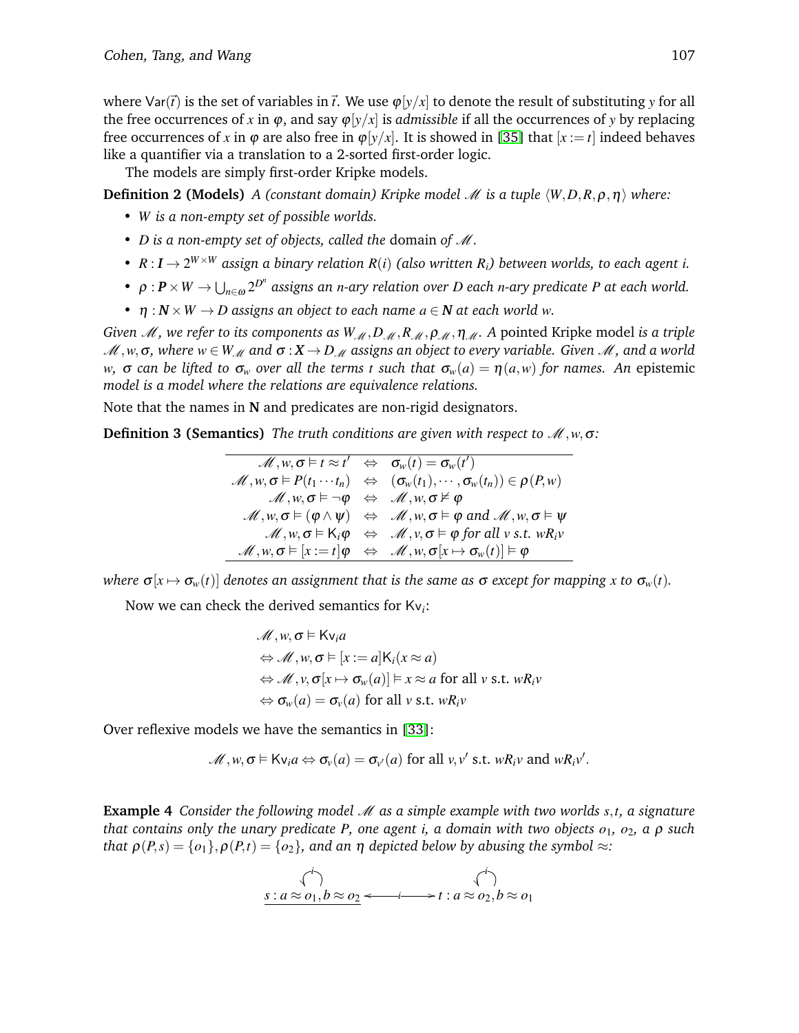where $\mathsf{Var}(\vec{t})$ is the set of variables in $\vec{t}$. We use $\varphi[y/x]$ to denote the result of substituting $y$ for all the free occurrences of $x$ in $\varphi$, and say $\varphi[y/x]$ is *admissible* if all the occurrences of $y$ by replacing free occurrences of $x$ in $\varphi$ are also free in $\varphi[y/x]$. It is showed in [35] that $[x := t]$ indeed behaves like a quantifier via a translation to a 2-sorted first-order logic.

The models are simply first-order Kripke models.

**Definition 2 (Models)** *A (constant domain) Kripke model $\mathscr{M}$ is a tuple $\langle W, D, R, \rho, \eta \rangle$ where:*

- *$W$ is a non-empty set of possible worlds.*
- *$D$ is a non-empty set of objects, called the* domain *of $\mathscr{M}$.*
- *$R : \boldsymbol{I} \to 2^{W \times W}$ assign a binary relation $R(i)$ (also written $R_i$) between worlds, to each agent $i$.*
- *$\rho : \boldsymbol{P} \times W \to \bigcup_{n \in \omega} 2^{D^n}$ assigns an $n$-ary relation over $D$ each $n$-ary predicate $P$ at each world.*
- *$\eta : \boldsymbol{N} \times W \to D$ assigns an object to each name $a \in \boldsymbol{N}$ at each world $w$.*

*Given $\mathscr{M}$, we refer to its components as $W_{\mathscr{M}}, D_{\mathscr{M}}, R_{\mathscr{M}}, \rho_{\mathscr{M}}, \eta_{\mathscr{M}}$. A* pointed Kripke model *is a triple $\mathscr{M}, w, \sigma$, where $w \in W_{\mathscr{M}}$ and $\sigma : \boldsymbol{X} \to D_{\mathscr{M}}$ assigns an object to every variable. Given $\mathscr{M}$, and a world $w$, $\sigma$ can be lifted to $\sigma_w$ over all the terms $t$ such that $\sigma_w(a) = \eta(a, w)$ for names. An* epistemic *model is a model where the relations are equivalence relations.*

Note that the names in $\mathbf{N}$ and predicates are non-rigid designators.

**Definition 3 (Semantics)** *The truth conditions are given with respect to $\mathscr{M}, w, \sigma$:*

$$
\begin{array}{rcl}
\mathscr{M}, w, \sigma \vDash t \approx t' & \Leftrightarrow & \sigma_w(t) = \sigma_w(t') \\
\mathscr{M}, w, \sigma \vDash P(t_1 \cdots t_n) & \Leftrightarrow & (\sigma_w(t_1), \cdots, \sigma_w(t_n)) \in \rho(P, w) \\
\mathscr{M}, w, \sigma \vDash \neg\varphi & \Leftrightarrow & \mathscr{M}, w, \sigma \nvDash \varphi \\
\mathscr{M}, w, \sigma \vDash (\varphi \wedge \psi) & \Leftrightarrow & \mathscr{M}, w, \sigma \vDash \varphi \text{ and } \mathscr{M}, w, \sigma \vDash \psi \\
\mathscr{M}, w, \sigma \vDash \mathsf{K}_i\varphi & \Leftrightarrow & \mathscr{M}, v, \sigma \vDash \varphi \text{ for all } v \text{ s.t. } wR_iv \\
\mathscr{M}, w, \sigma \vDash [x := t]\varphi & \Leftrightarrow & \mathscr{M}, w, \sigma[x \mapsto \sigma_w(t)] \vDash \varphi
\end{array}
$$

*where $\sigma[x \mapsto \sigma_w(t)]$ denotes an assignment that is the same as $\sigma$ except for mapping $x$ to $\sigma_w(t)$.*

Now we can check the derived semantics for $\mathsf{Kv}_i$:

$$
\begin{array}{l}
\mathscr{M}, w, \sigma \vDash \mathsf{Kv}_i a \\
\Leftrightarrow \mathscr{M}, w, \sigma \vDash [x := a]\mathsf{K}_i(x \approx a) \\
\Leftrightarrow \mathscr{M}, v, \sigma[x \mapsto \sigma_w(a)] \vDash x \approx a \text{ for all } v \text{ s.t. } wR_iv \\
\Leftrightarrow \sigma_w(a) = \sigma_v(a) \text{ for all } v \text{ s.t. } wR_iv
\end{array}
$$

Over reflexive models we have the semantics in [33]:

$$
\mathscr{M}, w, \sigma \vDash \mathsf{Kv}_i a \Leftrightarrow \sigma_v(a) = \sigma_{v'}(a) \text{ for all } v, v' \text{ s.t. } wR_iv \text{ and } wR_iv'.
$$

**Example 4** *Consider the following model $\mathscr{M}$ as a simple example with two worlds $s, t$, a signature that contains only the unary predicate $P$, one agent $i$, a domain with two objects $o_1$, $o_2$, a $\rho$ such that $\rho(P, s) = \{o_1\}, \rho(P, t) = \{o_2\}$, and an $\eta$ depicted below by abusing the symbol $\approx$:*

$$
\underline{s : a \approx o_1, b \approx o_2} \overset{i}{\longleftrightarrow} t : a \approx o_2, b \approx o_1
$$

(with an $i$-loop on each of $s$ and $t$)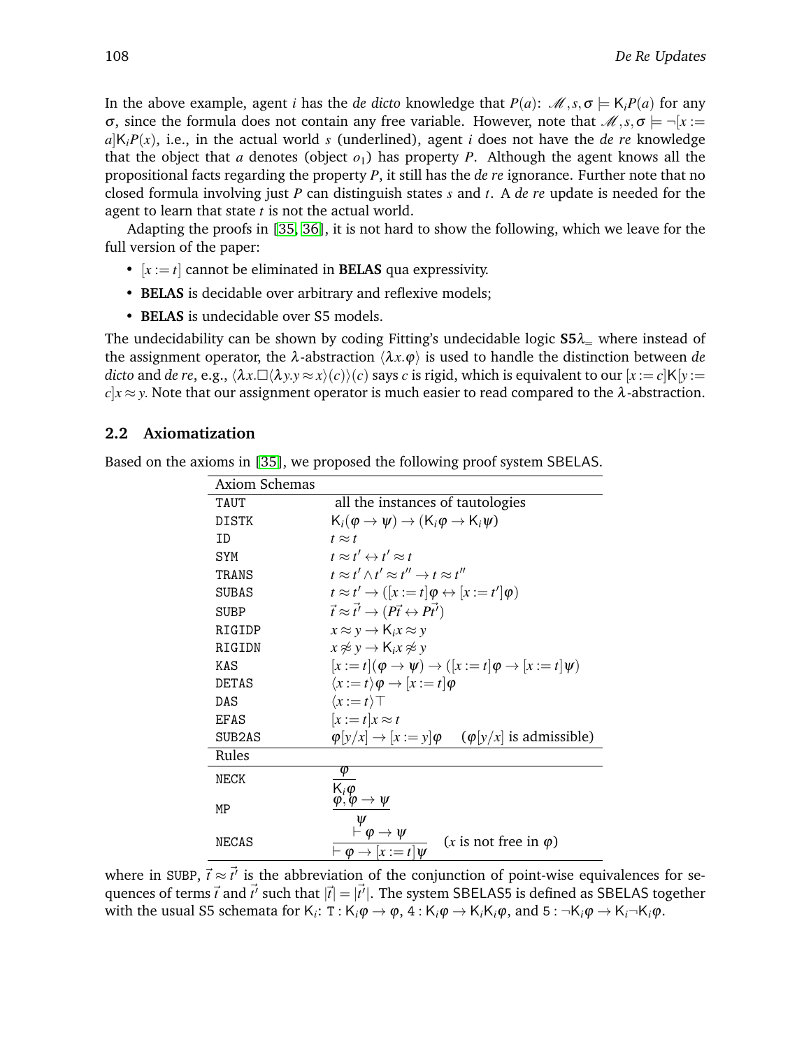In the above example, agent $i$ has the *de dicto* knowledge that $P(a)$: $\mathcal{M},s,\sigma \models \mathsf{K}_i P(a)$ for any $\sigma$, since the formula does not contain any free variable. However, note that $\mathcal{M},s,\sigma \models \neg[x := a]\mathsf{K}_i P(x)$, i.e., in the actual world $s$ (underlined), agent $i$ does not have the *de re* knowledge that the object that $a$ denotes (object $o_1$) has property $P$. Although the agent knows all the propositional facts regarding the property $P$, it still has the *de re* ignorance. Further note that no closed formula involving just $P$ can distinguish states $s$ and $t$. A *de re* update is needed for the agent to learn that state $t$ is not the actual world.

Adapting the proofs in [35, 36], it is not hard to show the following, which we leave for the full version of the paper:

- $[x := t]$ cannot be eliminated in **BELAS** qua expressivity.
- **BELAS** is decidable over arbitrary and reflexive models;
- **BELAS** is undecidable over S5 models.

The undecidability can be shown by coding Fitting's undecidable logic $\mathbf{S5}\lambda_=$ where instead of the assignment operator, the $\lambda$-abstraction $\langle\lambda x.\varphi\rangle$ is used to handle the distinction between *de dicto* and *de re*, e.g., $\langle\lambda x.\Box\langle\lambda y.y \approx x\rangle(c)\rangle(c)$ says $c$ is rigid, which is equivalent to our $[x := c]\mathsf{K}[y := c]x \approx y$. Note that our assignment operator is much easier to read compared to the $\lambda$-abstraction.

## 2.2 Axiomatization

Based on the axioms in [35], we proposed the following proof system SBELAS.

| Axiom Schemas | |
|---|---|
| TAUT | all the instances of tautologies |
| DISTK | $\mathsf{K}_i(\varphi \to \psi) \to (\mathsf{K}_i\varphi \to \mathsf{K}_i\psi)$ |
| ID | $t \approx t$ |
| SYM | $t \approx t' \leftrightarrow t' \approx t$ |
| TRANS | $t \approx t' \wedge t' \approx t'' \to t \approx t''$ |
| SUBAS | $t \approx t' \to ([x := t]\varphi \leftrightarrow [x := t']\varphi)$ |
| SUBP | $\vec{t} \approx \vec{t'} \to (P\vec{t} \leftrightarrow P\vec{t'})$ |
| RIGIDP | $x \approx y \to \mathsf{K}_i x \approx y$ |
| RIGIDN | $x \not\approx y \to \mathsf{K}_i x \not\approx y$ |
| KAS | $[x := t](\varphi \to \psi) \to ([x := t]\varphi \to [x := t]\psi)$ |
| DETAS | $\langle x := t\rangle\varphi \to [x := t]\varphi$ |
| DAS | $\langle x := t\rangle\top$ |
| EFAS | $[x := t]x \approx t$ |
| SUB2AS | $\varphi[y/x] \to [x := y]\varphi$ ($\varphi[y/x]$ is admissible) |
| **Rules** | |
| NECK | $\dfrac{\varphi}{\mathsf{K}_i\varphi}$ |
| MP | $\dfrac{\varphi, \varphi \to \psi}{\psi}$ |
| NECAS | $\dfrac{\vdash \varphi \to \psi}{\vdash \varphi \to [x := t]\psi}$ ($x$ is not free in $\varphi$) |

where in SUBP, $\vec{t} \approx \vec{t'}$ is the abbreviation of the conjunction of point-wise equivalences for sequences of terms $\vec{t}$ and $\vec{t'}$ such that $|\vec{t}| = |\vec{t'}|$. The system SBELAS5 is defined as SBELAS together with the usual S5 schemata for $\mathsf{K}_i$: $\mathtt{T} : \mathsf{K}_i\varphi \to \varphi$, $\mathtt{4} : \mathsf{K}_i\varphi \to \mathsf{K}_i\mathsf{K}_i\varphi$, and $\mathtt{5} : \neg\mathsf{K}_i\varphi \to \mathsf{K}_i\neg\mathsf{K}_i\varphi$.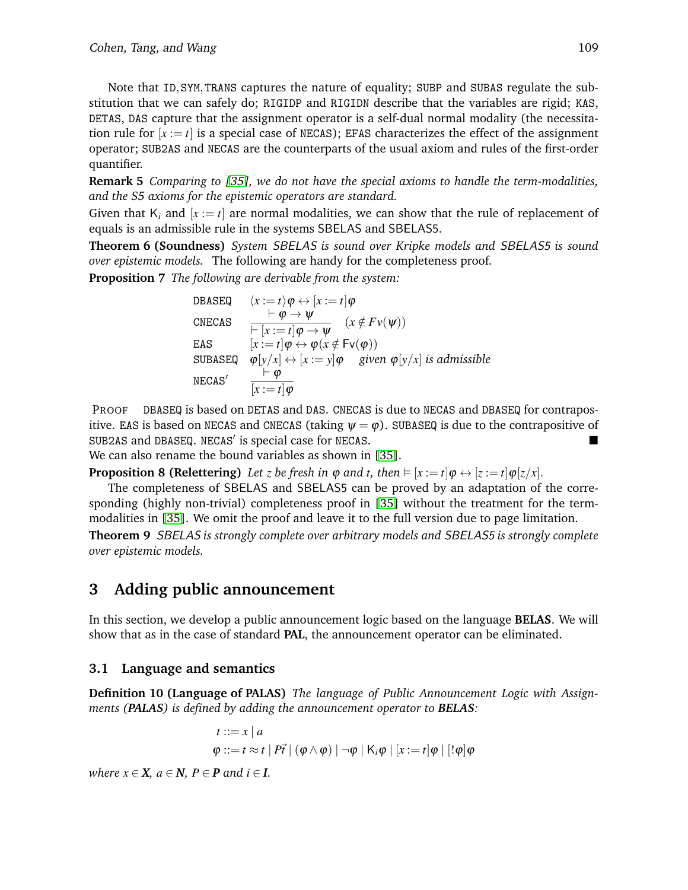Note that ID, SYM, TRANS captures the nature of equality; SUBP and SUBAS regulate the substitution that we can safely do; RIGIDP and RIGIDN describe that the variables are rigid; KAS, DETAS, DAS capture that the assignment operator is a self-dual normal modality (the necessitation rule for $[x := t]$ is a special case of NECAS); EFAS characterizes the effect of the assignment operator; SUB2AS and NECAS are the counterparts of the usual axiom and rules of the first-order quantifier.

**Remark 5** *Comparing to [35], we do not have the special axioms to handle the term-modalities, and the S5 axioms for the epistemic operators are standard.*

Given that $\mathsf{K}_i$ and $[x := t]$ are normal modalities, we can show that the rule of replacement of equals is an admissible rule in the systems SBELAS and SBELAS5.

**Theorem 6 (Soundness)** *System SBELAS is sound over Kripke models and SBELAS5 is sound over epistemic models.* The following are handy for the completeness proof.

**Proposition 7** *The following are derivable from the system:*

| | |
|---|---|
| DBASEQ | $\langle x := t\rangle\varphi \leftrightarrow [x := t]\varphi$ |
| CNECAS | $\dfrac{\vdash \varphi \to \psi}{\vdash [x := t]\varphi \to \psi} \quad (x \notin Fv(\psi))$ |
| EAS | $[x := t]\varphi \leftrightarrow \varphi (x \notin \mathsf{Fv}(\varphi))$ |
| SUBASEQ | $\varphi[y/x] \leftrightarrow [x := y]\varphi$ *given $\varphi[y/x]$ is admissible* |
| NECAS$'$ | $\dfrac{\vdash \varphi}{[x := t]\varphi}$ |

PROOF DBASEQ is based on DETAS and DAS. CNECAS is due to NECAS and DBASEQ for contrapositive. EAS is based on NECAS and CNECAS (taking $\psi = \varphi$). SUBASEQ is due to the contrapositive of SUB2AS and DBASEQ. NECAS$'$ is special case for NECAS. ■

We can also rename the bound variables as shown in [35].

**Proposition 8 (Relettering)** *Let $z$ be fresh in $\varphi$ and $t$, then $\vDash [x := t]\varphi \leftrightarrow [z := t]\varphi[z/x]$.*

The completeness of SBELAS and SBELAS5 can be proved by an adaptation of the corresponding (highly non-trivial) completeness proof in [35] without the treatment for the term-modalities in [35]. We omit the proof and leave it to the full version due to page limitation.

**Theorem 9** *SBELAS is strongly complete over arbitrary models and SBELAS5 is strongly complete over epistemic models.*

## 3 Adding public announcement

In this section, we develop a public announcement logic based on the language **BELAS**. We will show that as in the case of standard **PAL**, the announcement operator can be eliminated.

### 3.1 Language and semantics

**Definition 10 (Language of PALAS)** *The language of Public Announcement Logic with Assignments (**PALAS**) is defined by adding the announcement operator to **BELAS**:*

$$t ::= x \mid a$$
$$\varphi ::= t \approx t \mid P\vec{t} \mid (\varphi \wedge \varphi) \mid \neg\varphi \mid \mathsf{K}_i\varphi \mid [x := t]\varphi \mid [!\varphi]\varphi$$

*where $x \in \boldsymbol{X}$, $a \in \boldsymbol{N}$, $P \in \boldsymbol{P}$ and $i \in \boldsymbol{I}$.*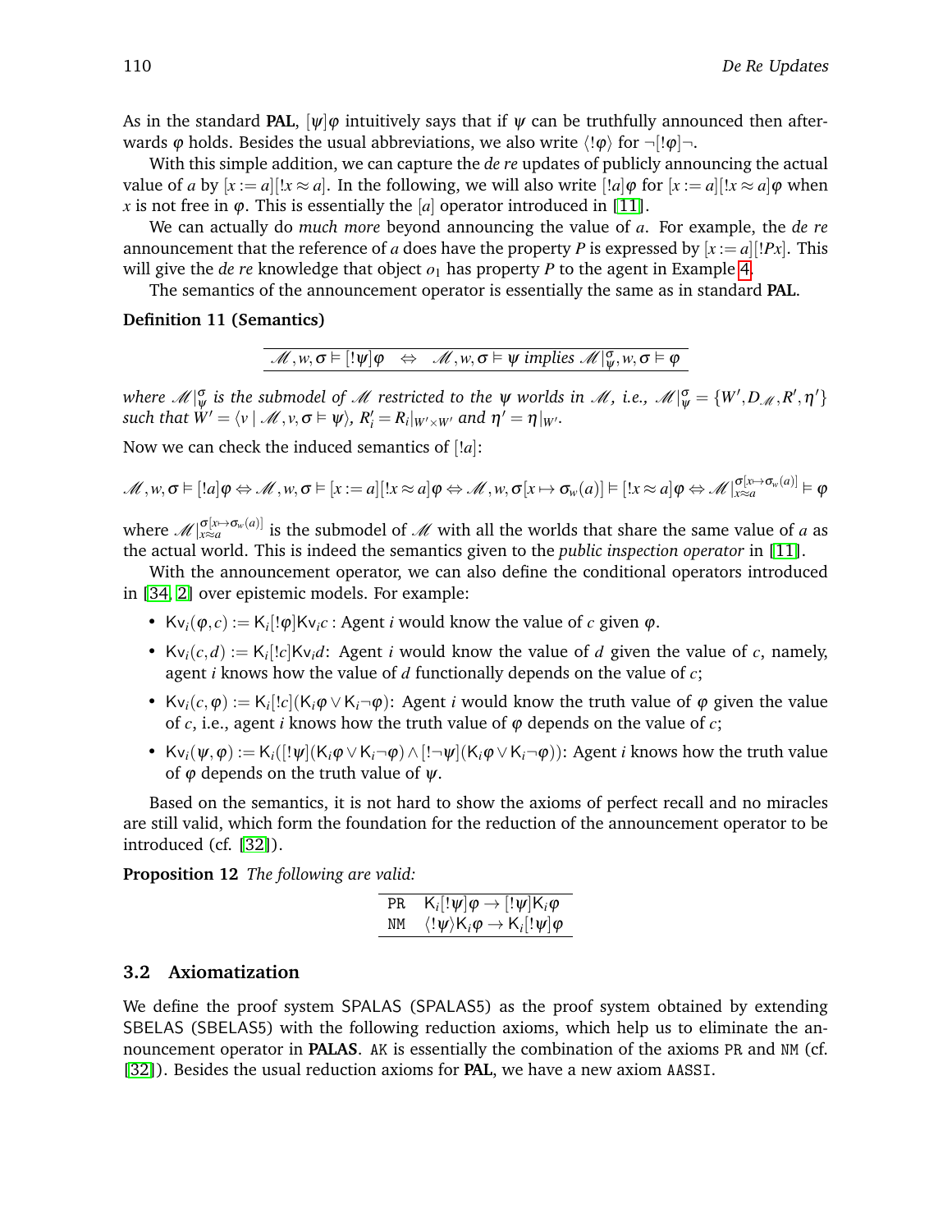As in the standard **PAL**, $[\psi]\varphi$ intuitively says that if $\psi$ can be truthfully announced then afterwards $\varphi$ holds. Besides the usual abbreviations, we also write $\langle !\varphi\rangle$ for $\neg[!\varphi]\neg$.

With this simple addition, we can capture the *de re* updates of publicly announcing the actual value of $a$ by $[x := a][!x \approx a]$. In the following, we will also write $[!a]\varphi$ for $[x := a][!x \approx a]\varphi$ when $x$ is not free in $\varphi$. This is essentially the $[a]$ operator introduced in [11].

We can actually do *much more* beyond announcing the value of $a$. For example, the *de re* announcement that the reference of $a$ does have the property $P$ is expressed by $[x := a][!Px]$. This will give the *de re* knowledge that object $o_1$ has property $P$ to the agent in Example 4.

The semantics of the announcement operator is essentially the same as in standard **PAL**.

**Definition 11 (Semantics)**

$$\mathcal{M}, w, \sigma \vDash [!\psi]\varphi \quad \Leftrightarrow \quad \mathcal{M}, w, \sigma \vDash \psi \textit{ implies } \mathcal{M}|^{\sigma}_{\psi}, w, \sigma \vDash \varphi$$

*where $\mathcal{M}|^{\sigma}_{\psi}$ is the submodel of $\mathcal{M}$ restricted to the $\psi$ worlds in $\mathcal{M}$, i.e., $\mathcal{M}|^{\sigma}_{\psi} = \{W', D_{\mathcal{M}}, R', \eta'\}$ such that $W' = \langle v \mid \mathcal{M}, v, \sigma \vDash \psi\rangle$, $R'_i = R_i|_{W' \times W'}$ and $\eta' = \eta|_{W'}$.*

Now we can check the induced semantics of $[!a]$:

$$\mathcal{M}, w, \sigma \vDash [!a]\varphi \Leftrightarrow \mathcal{M}, w, \sigma \vDash [x := a][!x \approx a]\varphi \Leftrightarrow \mathcal{M}, w, \sigma[x \mapsto \sigma_w(a)] \vDash [!x \approx a]\varphi \Leftrightarrow \mathcal{M}|^{\sigma[x\mapsto\sigma_w(a)]}_{x\approx a} \vDash \varphi$$

where $\mathcal{M}|^{\sigma[x\mapsto\sigma_w(a)]}_{x\approx a}$ is the submodel of $\mathcal{M}$ with all the worlds that share the same value of $a$ as the actual world. This is indeed the semantics given to the *public inspection operator* in [11].

With the announcement operator, we can also define the conditional operators introduced in [34, 2] over epistemic models. For example:

- $\mathsf{Kv}_i(\varphi, c) := \mathsf{K}_i[!\varphi]\mathsf{Kv}_i c$ : Agent $i$ would know the value of $c$ given $\varphi$.
- $\mathsf{Kv}_i(c, d) := \mathsf{K}_i[!c]\mathsf{Kv}_i d$: Agent $i$ would know the value of $d$ given the value of $c$, namely, agent $i$ knows how the value of $d$ functionally depends on the value of $c$;
- $\mathsf{Kv}_i(c, \varphi) := \mathsf{K}_i[!c](\mathsf{K}_i\varphi \vee \mathsf{K}_i\neg\varphi)$: Agent $i$ would know the truth value of $\varphi$ given the value of $c$, i.e., agent $i$ knows how the truth value of $\varphi$ depends on the value of $c$;
- $\mathsf{Kv}_i(\psi, \varphi) := \mathsf{K}_i([!\psi](\mathsf{K}_i\varphi \vee \mathsf{K}_i\neg\varphi) \wedge [!\neg\psi](\mathsf{K}_i\varphi \vee \mathsf{K}_i\neg\varphi))$: Agent $i$ knows how the truth value of $\varphi$ depends on the truth value of $\psi$.

Based on the semantics, it is not hard to show the axioms of perfect recall and no miracles are still valid, which form the foundation for the reduction of the announcement operator to be introduced (cf. [32]).

**Proposition 12** *The following are valid:*

| | |
|---|---|
| PR | $\mathsf{K}_i[!\psi]\varphi \to [!\psi]\mathsf{K}_i\varphi$ |
| NM | $\langle !\psi\rangle\mathsf{K}_i\varphi \to \mathsf{K}_i[!\psi]\varphi$ |

### 3.2 Axiomatization

We define the proof system SPALAS (SPALAS5) as the proof system obtained by extending SBELAS (SBELAS5) with the following reduction axioms, which help us to eliminate the announcement operator in **PALAS**. AK is essentially the combination of the axioms PR and NM (cf. [32]). Besides the usual reduction axioms for **PAL**, we have a new axiom AASSI.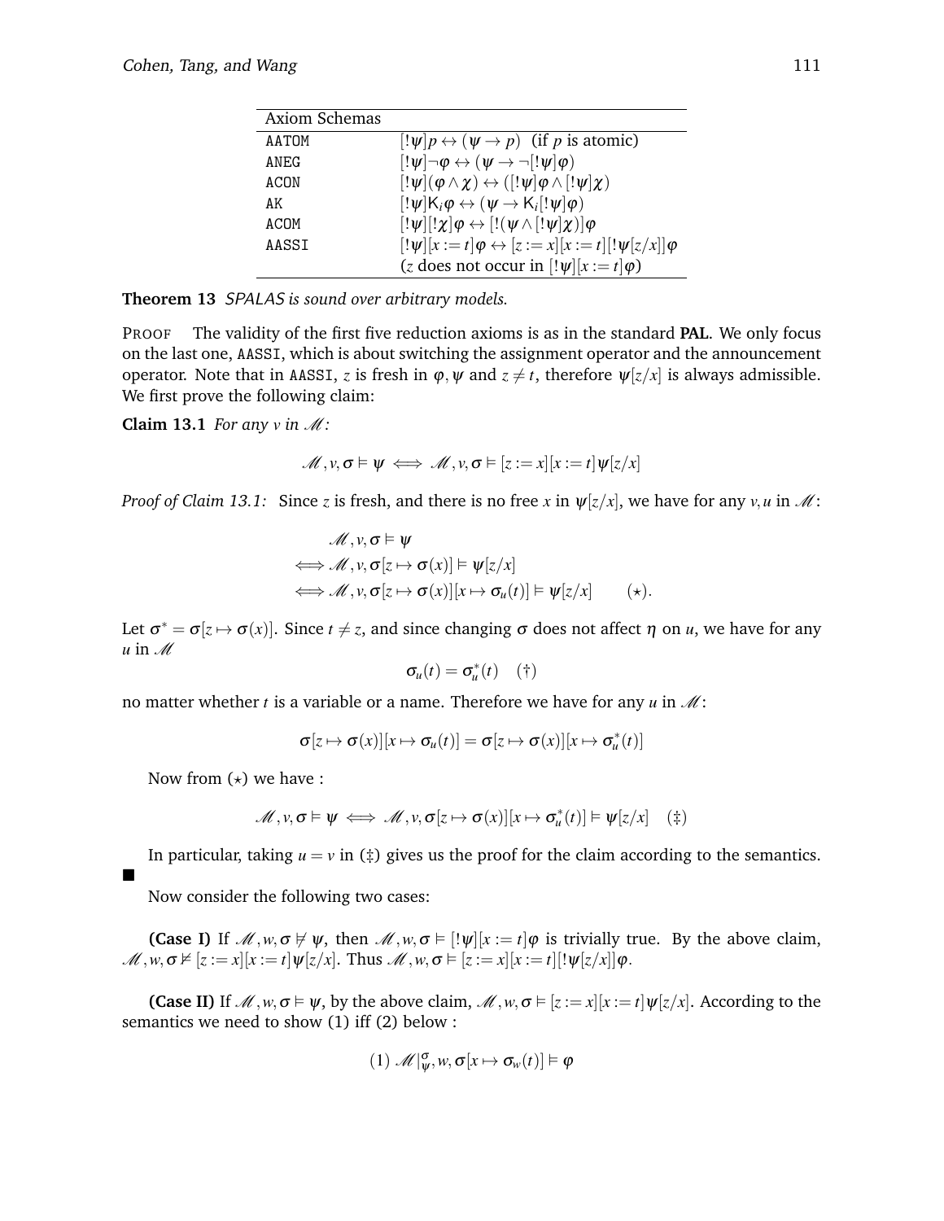| Axiom Schemas | |
|---|---|
| AATOM | $[!\psi]p \leftrightarrow (\psi \to p)$ (if $p$ is atomic) |
| ANEG | $[!\psi]\neg\varphi \leftrightarrow (\psi \to \neg[!\psi]\varphi)$ |
| ACON | $[!\psi](\varphi \wedge \chi) \leftrightarrow ([!\psi]\varphi \wedge [!\psi]\chi)$ |
| AK | $[!\psi]\mathsf{K}_i\varphi \leftrightarrow (\psi \to \mathsf{K}_i[!\psi]\varphi)$ |
| ACOM | $[!\psi][!\chi]\varphi \leftrightarrow [!(\psi \wedge [!\psi]\chi)]\varphi$ |
| AASSI | $[!\psi][x := t]\varphi \leftrightarrow [z := x][x := t][!\psi[z/x]]\varphi$ ($z$ does not occur in $[!\psi][x := t]\varphi$) |

**Theorem 13** *SPALAS is sound over arbitrary models.*

PROOF The validity of the first five reduction axioms is as in the standard **PAL**. We only focus on the last one, AASSI, which is about switching the assignment operator and the announcement operator. Note that in AASSI, $z$ is fresh in $\varphi, \psi$ and $z \neq t$, therefore $\psi[z/x]$ is always admissible. We first prove the following claim:

**Claim 13.1** *For any $v$ in $\mathscr{M}$:*

$$\mathscr{M}, v, \sigma \vDash \psi \iff \mathscr{M}, v, \sigma \vDash [z := x][x := t]\psi[z/x]$$

*Proof of Claim 13.1:* Since $z$ is fresh, and there is no free $x$ in $\psi[z/x]$, we have for any $v, u$ in $\mathscr{M}$:

$$\begin{aligned} & \mathscr{M}, v, \sigma \vDash \psi \\ \iff & \mathscr{M}, v, \sigma[z \mapsto \sigma(x)] \vDash \psi[z/x] \\ \iff & \mathscr{M}, v, \sigma[z \mapsto \sigma(x)][x \mapsto \sigma_u(t)] \vDash \psi[z/x] \qquad (\star). \end{aligned}$$

Let $\sigma^* = \sigma[z \mapsto \sigma(x)]$. Since $t \neq z$, and since changing $\sigma$ does not affect $\eta$ on $u$, we have for any $u$ in $\mathscr{M}$

$$\sigma_u(t) = \sigma^*_u(t) \quad (\dagger)$$

no matter whether $t$ is a variable or a name. Therefore we have for any $u$ in $\mathscr{M}$:

$$\sigma[z \mapsto \sigma(x)][x \mapsto \sigma_u(t)] = \sigma[z \mapsto \sigma(x)][x \mapsto \sigma^*_u(t)]$$

Now from $(\star)$ we have :

$$\mathscr{M}, v, \sigma \vDash \psi \iff \mathscr{M}, v, \sigma[z \mapsto \sigma(x)][x \mapsto \sigma^*_u(t)] \vDash \psi[z/x] \quad (\ddagger)$$

In particular, taking $u = v$ in $(\ddagger)$ gives us the proof for the claim according to the semantics. ■

Now consider the following two cases:

**(Case I)** If $\mathscr{M}, w, \sigma \nvDash \psi$, then $\mathscr{M}, w, \sigma \vDash [!\psi][x := t]\varphi$ is trivially true. By the above claim, $\mathscr{M}, w, \sigma \nvDash [z := x][x := t]\psi[z/x]$. Thus $\mathscr{M}, w, \sigma \vDash [z := x][x := t][!\psi[z/x]]\varphi$.

**(Case II)** If $\mathscr{M}, w, \sigma \vDash \psi$, by the above claim, $\mathscr{M}, w, \sigma \vDash [z := x][x := t]\psi[z/x]$. According to the semantics we need to show (1) iff (2) below :

$$(1)\ \mathscr{M}|^{\sigma}_{\psi}, w, \sigma[x \mapsto \sigma_w(t)] \vDash \varphi$$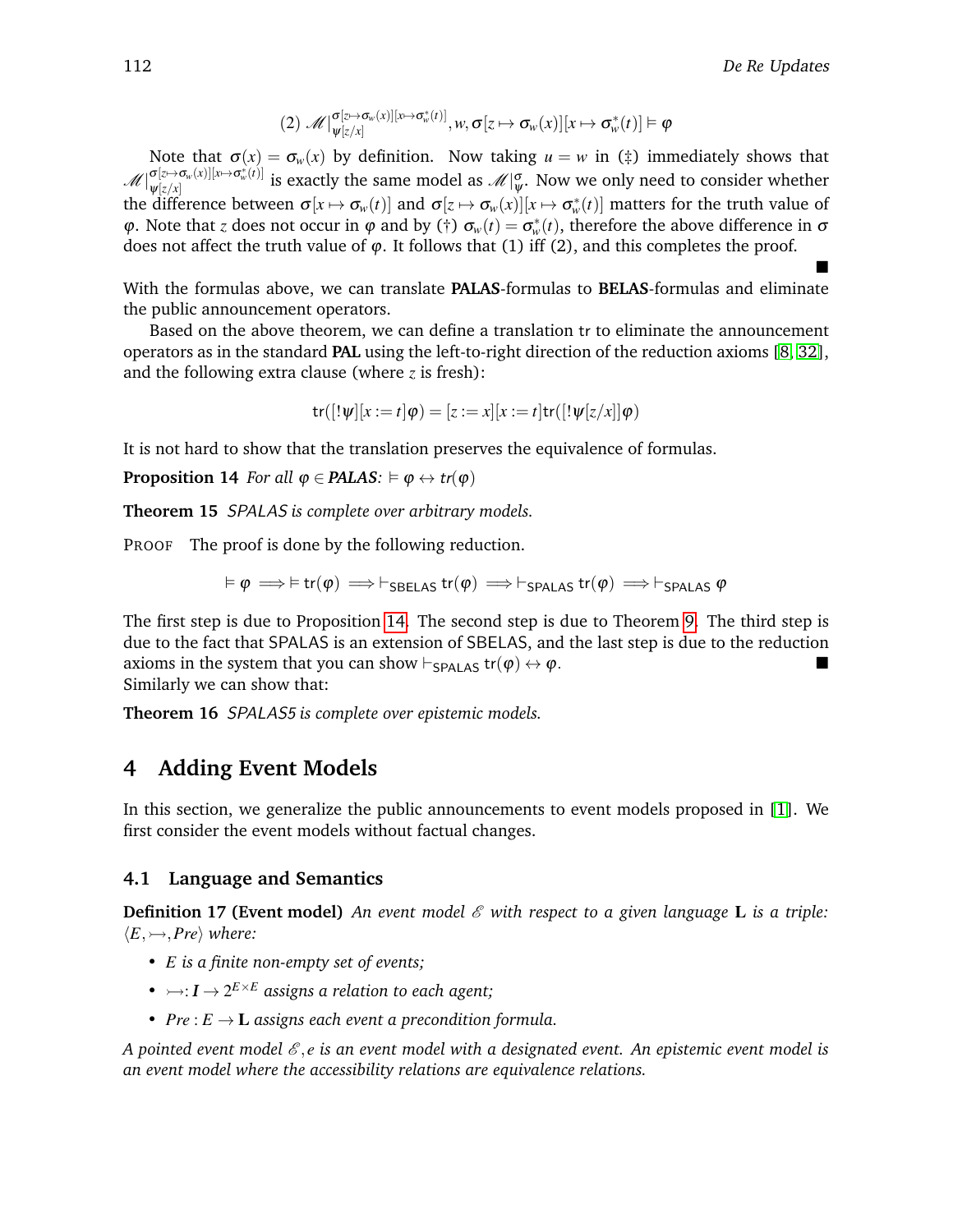$$(2)\ \mathscr{M}|^{\sigma[z\mapsto\sigma_w(x)][x\mapsto\sigma^*_w(t)]}_{\psi[z/x]}, w, \sigma[z\mapsto\sigma_w(x)][x\mapsto\sigma^*_w(t)] \vDash \varphi$$

Note that $\sigma(x) = \sigma_w(x)$ by definition. Now taking $u = w$ in (‡) immediately shows that $\mathscr{M}|^{\sigma[z\mapsto\sigma_w(x)][x\mapsto\sigma^*_w(t)]}_{\psi[z/x]}$ is exactly the same model as $\mathscr{M}|^{\sigma}_{\psi}$. Now we only need to consider whether the difference between $\sigma[x\mapsto\sigma_w(t)]$ and $\sigma[z\mapsto\sigma_w(x)][x\mapsto\sigma^*_w(t)]$ matters for the truth value of $\varphi$. Note that $z$ does not occur in $\varphi$ and by (†) $\sigma_w(t) = \sigma^*_w(t)$, therefore the above difference in $\sigma$ does not affect the truth value of $\varphi$. It follows that (1) iff (2), and this completes the proof. ■

With the formulas above, we can translate **PALAS**-formulas to **BELAS**-formulas and eliminate the public announcement operators.

Based on the above theorem, we can define a translation tr to eliminate the announcement operators as in the standard **PAL** using the left-to-right direction of the reduction axioms [8, 32], and the following extra clause (where $z$ is fresh):

$$\mathsf{tr}([!\psi][x := t]\varphi) = [z := x][x := t]\mathsf{tr}([!\psi[z/x]]\varphi)$$

It is not hard to show that the translation preserves the equivalence of formulas.

**Proposition 14** *For all $\varphi \in$ **PALAS**: $\vDash \varphi \leftrightarrow tr(\varphi)$*

**Theorem 15** *SPALAS is complete over arbitrary models.*

PROOF The proof is done by the following reduction.

$$\vDash \varphi \implies \vDash \mathsf{tr}(\varphi) \implies \vdash_{\mathsf{SBELAS}} \mathsf{tr}(\varphi) \implies \vdash_{\mathsf{SPALAS}} \mathsf{tr}(\varphi) \implies \vdash_{\mathsf{SPALAS}} \varphi$$

The first step is due to Proposition 14. The second step is due to Theorem 9. The third step is due to the fact that SPALAS is an extension of SBELAS, and the last step is due to the reduction axioms in the system that you can show $\vdash_{\mathsf{SPALAS}} \mathsf{tr}(\varphi) \leftrightarrow \varphi$. ■

Similarly we can show that:

**Theorem 16** *SPALAS5 is complete over epistemic models.*

# 4 Adding Event Models

In this section, we generalize the public announcements to event models proposed in [1]. We first consider the event models without factual changes.

## 4.1 Language and Semantics

**Definition 17 (Event model)** *An event model $\mathscr{E}$ with respect to a given language **L** is a triple: $\langle E, \rightarrowtail, Pre\rangle$ where:*

- *$E$ is a finite non-empty set of events;*
- *$\rightarrowtail: \boldsymbol{I} \to 2^{E\times E}$ assigns a relation to each agent;*
- *$Pre : E \to \mathbf{L}$ assigns each event a precondition formula.*

*A pointed event model $\mathscr{E}, e$ is an event model with a designated event. An epistemic event model is an event model where the accessibility relations are equivalence relations.*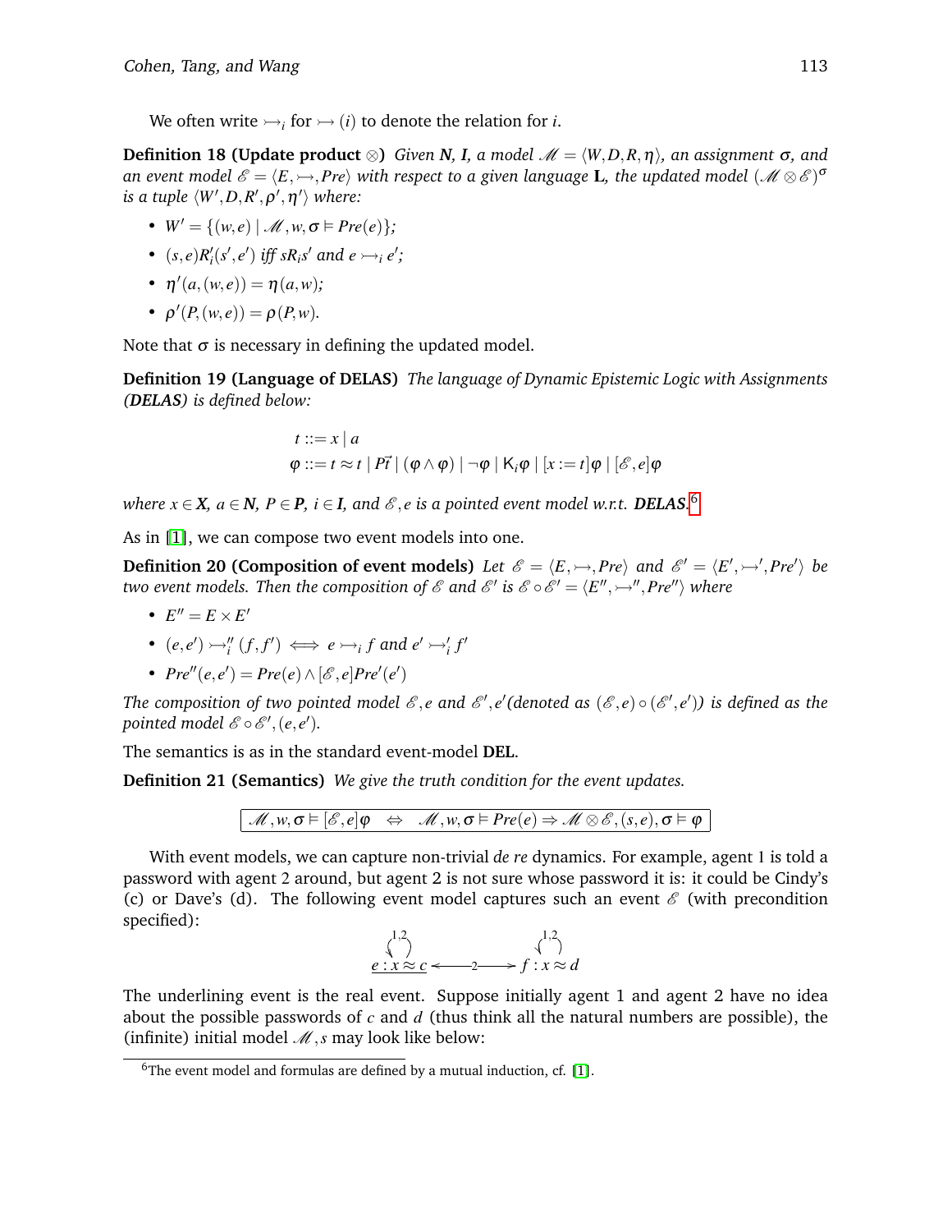We often write $\rightarrowtail_i$ for $\rightarrowtail(i)$ to denote the relation for $i$.

**Definition 18 (Update product $\otimes$)** *Given **N**, **I**, a model $\mathscr{M} = \langle W, D, R, \eta\rangle$, an assignment $\sigma$, and an event model $\mathscr{E} = \langle E, \rightarrowtail, Pre\rangle$ with respect to a given language **L**, the updated model $(\mathscr{M}\otimes\mathscr{E})^{\sigma}$ is a tuple $\langle W', D, R', \rho', \eta'\rangle$ where:*

- $W' = \{(w,e) \mid \mathscr{M}, w, \sigma \vDash Pre(e)\}$;
- $(s,e)R'_i(s',e')$ *iff* $sR_is'$ *and* $e \rightarrowtail_i e'$;
- $\eta'(a,(w,e)) = \eta(a,w)$;
- $\rho'(P,(w,e)) = \rho(P,w)$.

Note that $\sigma$ is necessary in defining the updated model.

**Definition 19 (Language of DELAS)** *The language of Dynamic Epistemic Logic with Assignments **(DELAS)** is defined below:*

$$t ::= x \mid a$$
$$\varphi ::= t \approx t \mid P\vec{t} \mid (\varphi\wedge\varphi) \mid \neg\varphi \mid \mathsf{K}_i\varphi \mid [x := t]\varphi \mid [\mathscr{E}, e]\varphi$$

*where $x \in$ **X**, $a \in$ **N**, $P \in$ **P**, $i \in$ **I**, and $\mathscr{E}, e$ is a pointed event model w.r.t. **DELAS**.*[6]

As in [1], we can compose two event models into one.

**Definition 20 (Composition of event models)** *Let $\mathscr{E} = \langle E, \rightarrowtail, Pre\rangle$ and $\mathscr{E}' = \langle E', \rightarrowtail', Pre'\rangle$ be two event models. Then the composition of $\mathscr{E}$ and $\mathscr{E}'$ is $\mathscr{E}\circ\mathscr{E}' = \langle E'', \rightarrowtail'', Pre''\rangle$ where*

- $E'' = E \times E'$
- $(e,e') \rightarrowtail''_i (f,f') \iff e \rightarrowtail_i f$ *and* $e' \rightarrowtail'_i f'$
- $Pre''(e,e') = Pre(e) \wedge [\mathscr{E}, e]Pre'(e')$

*The composition of two pointed model $\mathscr{E}, e$ and $\mathscr{E}', e'$(denoted as $(\mathscr{E}, e)\circ(\mathscr{E}', e')$) is defined as the pointed model $\mathscr{E}\circ\mathscr{E}', (e,e')$.*

The semantics is as in the standard event-model **DEL**.

**Definition 21 (Semantics)** *We give the truth condition for the event updates.*

$$\mathscr{M}, w, \sigma \vDash [\mathscr{E}, e]\varphi \quad\Leftrightarrow\quad \mathscr{M}, w, \sigma \vDash Pre(e) \Rightarrow \mathscr{M}\otimes\mathscr{E}, (s,e), \sigma \vDash \varphi$$

With event models, we can capture non-trivial *de re* dynamics. For example, agent 1 is told a password with agent 2 around, but agent 2 is not sure whose password it is: it could be Cindy's (c) or Dave's (d). The following event model captures such an event $\mathscr{E}$ (with precondition specified):

$$\underline{e : x \approx c} \overset{1,2}{\circlearrowleft} \longleftarrow 2 \longrightarrow f : x \approx d \overset{1,2}{\circlearrowleft}$$

The underlining event is the real event. Suppose initially agent 1 and agent 2 have no idea about the possible passwords of $c$ and $d$ (thus think all the natural numbers are possible), the (infinite) initial model $\mathscr{M}, s$ may look like below:

[6] The event model and formulas are defined by a mutual induction, cf. [1].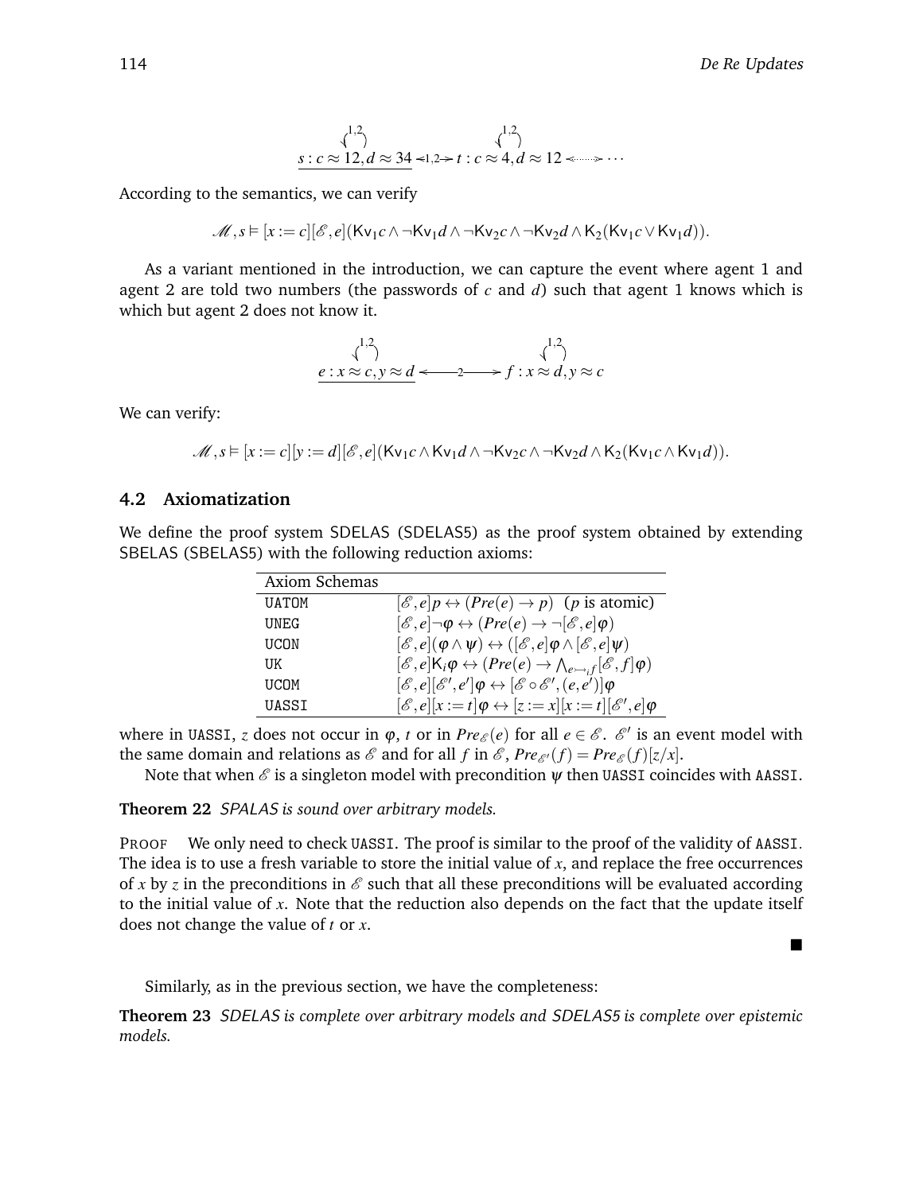$$\underline{s : c \approx 12, d \approx 34} \overset{1,2}{\circlearrowleft} \longleftarrow 1,2 \longrightarrow t : c \approx 4, d \approx 12 \overset{1,2}{\circlearrowleft} \longleftarrow \cdots \longrightarrow \cdots$$

According to the semantics, we can verify

$$\mathcal{M}, s \vDash [x := c][\mathcal{E}, e](\mathsf{Kv}_1 c \wedge \neg \mathsf{Kv}_1 d \wedge \neg \mathsf{Kv}_2 c \wedge \neg \mathsf{Kv}_2 d \wedge \mathsf{K}_2(\mathsf{Kv}_1 c \vee \mathsf{Kv}_1 d)).$$

As a variant mentioned in the introduction, we can capture the event where agent 1 and agent 2 are told two numbers (the passwords of $c$ and $d$) such that agent 1 knows which is which but agent 2 does not know it.

$$\underline{e : x \approx c, y \approx d} \overset{1,2}{\circlearrowleft} \longleftarrow 2 \longrightarrow f : x \approx d, y \approx c \overset{1,2}{\circlearrowleft}$$

We can verify:

$$\mathcal{M}, s \vDash [x := c][y := d][\mathcal{E}, e](\mathsf{Kv}_1 c \wedge \mathsf{Kv}_1 d \wedge \neg \mathsf{Kv}_2 c \wedge \neg \mathsf{Kv}_2 d \wedge \mathsf{K}_2(\mathsf{Kv}_1 c \wedge \mathsf{Kv}_1 d)).$$

## 4.2 Axiomatization

We define the proof system SDELAS (SDELAS5) as the proof system obtained by extending SBELAS (SBELAS5) with the following reduction axioms:

| Axiom Schemas | |
|---|---|
| UATOM | $[\mathcal{E}, e]p \leftrightarrow (Pre(e) \rightarrow p)$ ($p$ is atomic) |
| UNEG | $[\mathcal{E}, e]\neg\varphi \leftrightarrow (Pre(e) \rightarrow \neg[\mathcal{E}, e]\varphi)$ |
| UCON | $[\mathcal{E}, e](\varphi \wedge \psi) \leftrightarrow ([\mathcal{E}, e]\varphi \wedge [\mathcal{E}, e]\psi)$ |
| UK | $[\mathcal{E}, e]\mathsf{K}_i\varphi \leftrightarrow (Pre(e) \rightarrow \bigwedge_{e \rightarrow_i f}[\mathcal{E}, f]\varphi)$ |
| UCOM | $[\mathcal{E}, e][\mathcal{E}', e']\varphi \leftrightarrow [\mathcal{E} \circ \mathcal{E}', (e, e')]\varphi$ |
| UASSI | $[\mathcal{E}, e][x := t]\varphi \leftrightarrow [z := x][x := t][\mathcal{E}', e]\varphi$ |

where in UASSI, $z$ does not occur in $\varphi$, $t$ or in $Pre_{\mathcal{E}}(e)$ for all $e \in \mathcal{E}$. $\mathcal{E}'$ is an event model with the same domain and relations as $\mathcal{E}$ and for all $f$ in $\mathcal{E}$, $Pre_{\mathcal{E}'}(f) = Pre_{\mathcal{E}}(f)[z/x]$.

Note that when $\mathcal{E}$ is a singleton model with precondition $\psi$ then UASSI coincides with AASSI.

**Theorem 22** *SPALAS is sound over arbitrary models.*

PROOF We only need to check UASSI. The proof is similar to the proof of the validity of AASSI. The idea is to use a fresh variable to store the initial value of $x$, and replace the free occurrences of $x$ by $z$ in the preconditions in $\mathcal{E}$ such that all these preconditions will be evaluated according to the initial value of $x$. Note that the reduction also depends on the fact that the update itself does not change the value of $t$ or $x$. ■

Similarly, as in the previous section, we have the completeness:

**Theorem 23** *SDELAS is complete over arbitrary models and SDELAS5 is complete over epistemic models.*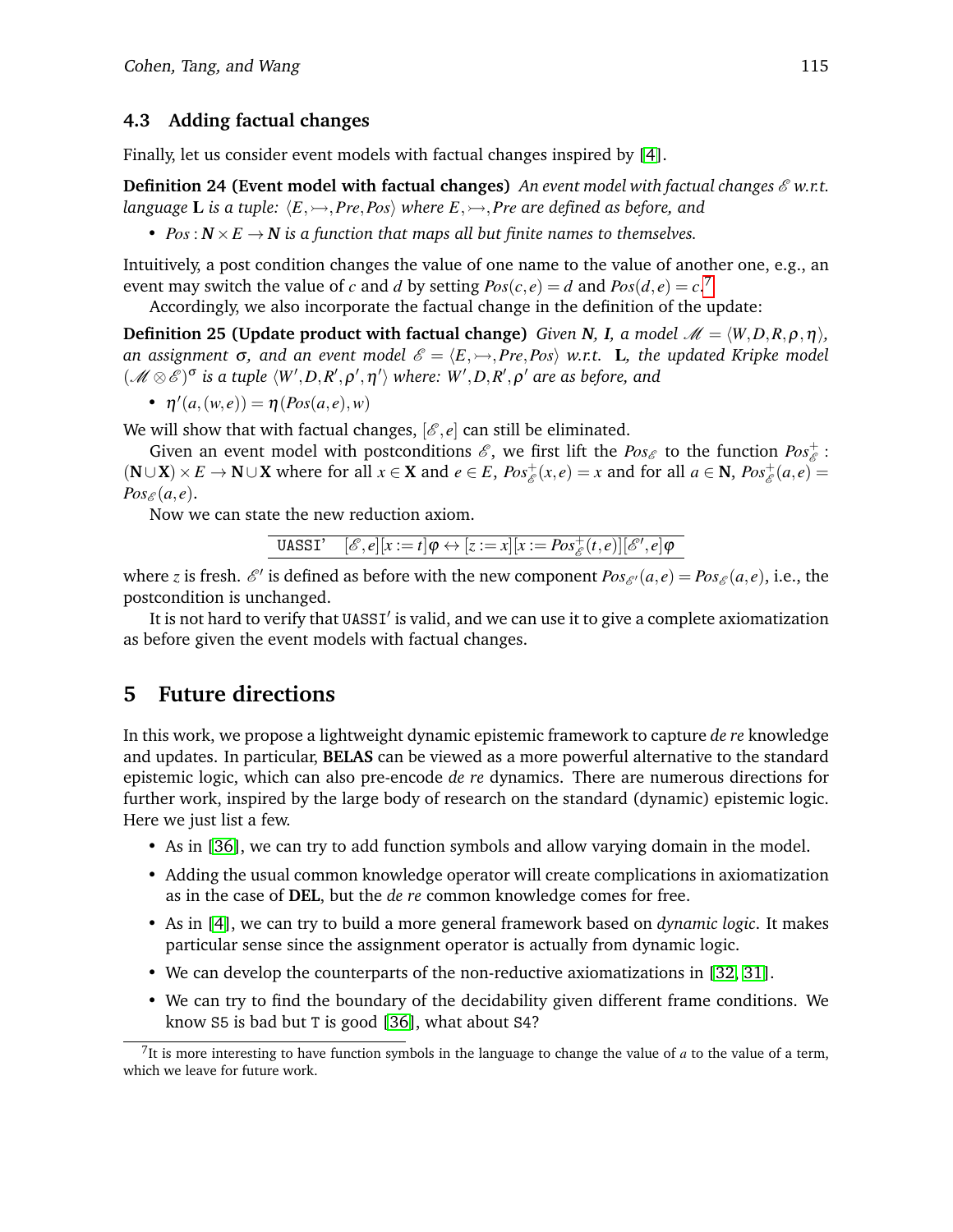### 4.3 Adding factual changes

Finally, let us consider event models with factual changes inspired by [4].

**Definition 24 (Event model with factual changes)** *An event model with factual changes $\mathscr{E}$ w.r.t. language* $\mathbf{L}$ *is a tuple:* $\langle E, \rightarrowtail, Pre, Pos\rangle$ *where* $E, \rightarrowtail, Pre$ *are defined as before, and*

- $Pos : \mathbf{N} \times E \to \mathbf{N}$ *is a function that maps all but finite names to themselves.*

Intuitively, a post condition changes the value of one name to the value of another one, e.g., an event may switch the value of $c$ and $d$ by setting $Pos(c,e) = d$ and $Pos(d,e) = c$.[7]

Accordingly, we also incorporate the factual change in the definition of the update:

**Definition 25 (Update product with factual change)** *Given* $\mathbf{N}$*,* $\mathbf{I}$*, a model* $\mathscr{M} = \langle W, D, R, \rho, \eta\rangle$*, an assignment* $\sigma$*, and an event model* $\mathscr{E} = \langle E, \rightarrowtail, Pre, Pos\rangle$ *w.r.t.* $\mathbf{L}$*, the updated Kripke model* $(\mathscr{M} \otimes \mathscr{E})^\sigma$ *is a tuple* $\langle W', D, R', \rho', \eta'\rangle$ *where:* $W', D, R', \rho'$ *are as before, and*

- $\eta'(a,(w,e)) = \eta(Pos(a,e), w)$

We will show that with factual changes, $[\mathscr{E}, e]$ can still be eliminated.

Given an event model with postconditions $\mathscr{E}$, we first lift the $Pos_{\mathscr{E}}$ to the function $Pos^+_{\mathscr{E}} : (\mathbf{N} \cup \mathbf{X}) \times E \to \mathbf{N} \cup \mathbf{X}$ where for all $x \in \mathbf{X}$ and $e \in E$, $Pos^+_{\mathscr{E}}(x,e) = x$ and for all $a \in \mathbf{N}$, $Pos^+_{\mathscr{E}}(a,e) = Pos_{\mathscr{E}}(a,e)$.

Now we can state the new reduction axiom.

| | |
|---|---|
| `UASSI'` | $[\mathscr{E}, e][x := t]\varphi \leftrightarrow [z := x][x := Pos^+_{\mathscr{E}}(t,e)][\mathscr{E}', e]\varphi$ |

where $z$ is fresh. $\mathscr{E}'$ is defined as before with the new component $Pos_{\mathscr{E}'}(a,e) = Pos_{\mathscr{E}}(a,e)$, i.e., the postcondition is unchanged.

It is not hard to verify that `UASSI'` is valid, and we can use it to give a complete axiomatization as before given the event models with factual changes.

## 5 Future directions

In this work, we propose a lightweight dynamic epistemic framework to capture *de re* knowledge and updates. In particular, **BELAS** can be viewed as a more powerful alternative to the standard epistemic logic, which can also pre-encode *de re* dynamics. There are numerous directions for further work, inspired by the large body of research on the standard (dynamic) epistemic logic. Here we just list a few.

- As in [36], we can try to add function symbols and allow varying domain in the model.
- Adding the usual common knowledge operator will create complications in axiomatization as in the case of **DEL**, but the *de re* common knowledge comes for free.
- As in [4], we can try to build a more general framework based on *dynamic logic*. It makes particular sense since the assignment operator is actually from dynamic logic.
- We can develop the counterparts of the non-reductive axiomatizations in [32, 31].
- We can try to find the boundary of the decidability given different frame conditions. We know `S5` is bad but `T` is good [36], what about `S4`?

[7] It is more interesting to have function symbols in the language to change the value of $a$ to the value of a term, which we leave for future work.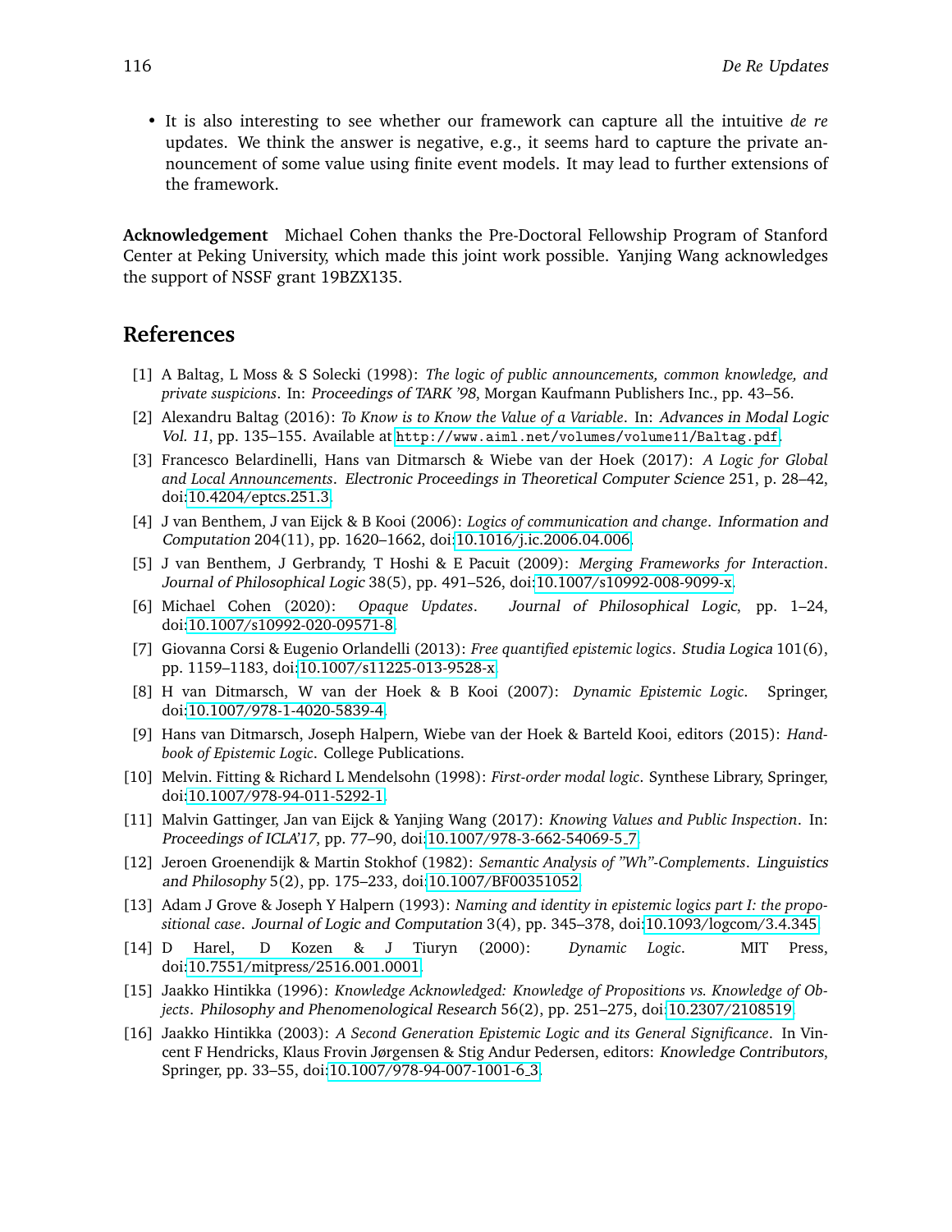- It is also interesting to see whether our framework can capture all the intuitive *de re* updates. We think the answer is negative, e.g., it seems hard to capture the private announcement of some value using finite event models. It may lead to further extensions of the framework.

**Acknowledgement** Michael Cohen thanks the Pre-Doctoral Fellowship Program of Stanford Center at Peking University, which made this joint work possible. Yanjing Wang acknowledges the support of NSSF grant 19BZX135.

## References

[1] A Baltag, L Moss & S Solecki (1998): *The logic of public announcements, common knowledge, and private suspicions*. In: *Proceedings of TARK '98*, Morgan Kaufmann Publishers Inc., pp. 43–56.

[2] Alexandru Baltag (2016): *To Know is to Know the Value of a Variable*. In: *Advances in Modal Logic Vol. 11*, pp. 135–155. Available at http://www.aiml.net/volumes/volume11/Baltag.pdf.

[3] Francesco Belardinelli, Hans van Ditmarsch & Wiebe van der Hoek (2017): *A Logic for Global and Local Announcements*. *Electronic Proceedings in Theoretical Computer Science* 251, p. 28–42, doi:10.4204/eptcs.251.3.

[4] J van Benthem, J van Eijck & B Kooi (2006): *Logics of communication and change*. *Information and Computation* 204(11), pp. 1620–1662, doi:10.1016/j.ic.2006.04.006.

[5] J van Benthem, J Gerbrandy, T Hoshi & E Pacuit (2009): *Merging Frameworks for Interaction*. *Journal of Philosophical Logic* 38(5), pp. 491–526, doi:10.1007/s10992-008-9099-x.

[6] Michael Cohen (2020): *Opaque Updates*. *Journal of Philosophical Logic*, pp. 1–24, doi:10.1007/s10992-020-09571-8.

[7] Giovanna Corsi & Eugenio Orlandelli (2013): *Free quantified epistemic logics*. *Studia Logica* 101(6), pp. 1159–1183, doi:10.1007/s11225-013-9528-x.

[8] H van Ditmarsch, W van der Hoek & B Kooi (2007): *Dynamic Epistemic Logic*. Springer, doi:10.1007/978-1-4020-5839-4.

[9] Hans van Ditmarsch, Joseph Halpern, Wiebe van der Hoek & Barteld Kooi, editors (2015): *Handbook of Epistemic Logic*. College Publications.

[10] Melvin. Fitting & Richard L Mendelsohn (1998): *First-order modal logic*. Synthese Library, Springer, doi:10.1007/978-94-011-5292-1.

[11] Malvin Gattinger, Jan van Eijck & Yanjing Wang (2017): *Knowing Values and Public Inspection*. In: *Proceedings of ICLA'17*, pp. 77–90, doi:10.1007/978-3-662-54069-5_7.

[12] Jeroen Groenendijk & Martin Stokhof (1982): *Semantic Analysis of "Wh"-Complements*. *Linguistics and Philosophy* 5(2), pp. 175–233, doi:10.1007/BF00351052.

[13] Adam J Grove & Joseph Y Halpern (1993): *Naming and identity in epistemic logics part I: the propositional case*. *Journal of Logic and Computation* 3(4), pp. 345–378, doi:10.1093/logcom/3.4.345.

[14] D Harel, D Kozen & J Tiuryn (2000): *Dynamic Logic*. MIT Press, doi:10.7551/mitpress/2516.001.0001.

[15] Jaakko Hintikka (1996): *Knowledge Acknowledged: Knowledge of Propositions vs. Knowledge of Objects*. *Philosophy and Phenomenological Research* 56(2), pp. 251–275, doi:10.2307/2108519.

[16] Jaakko Hintikka (2003): *A Second Generation Epistemic Logic and its General Significance*. In Vincent F Hendricks, Klaus Frovin Jørgensen & Stig Andur Pedersen, editors: *Knowledge Contributors*, Springer, pp. 33–55, doi:10.1007/978-94-007-1001-6_3.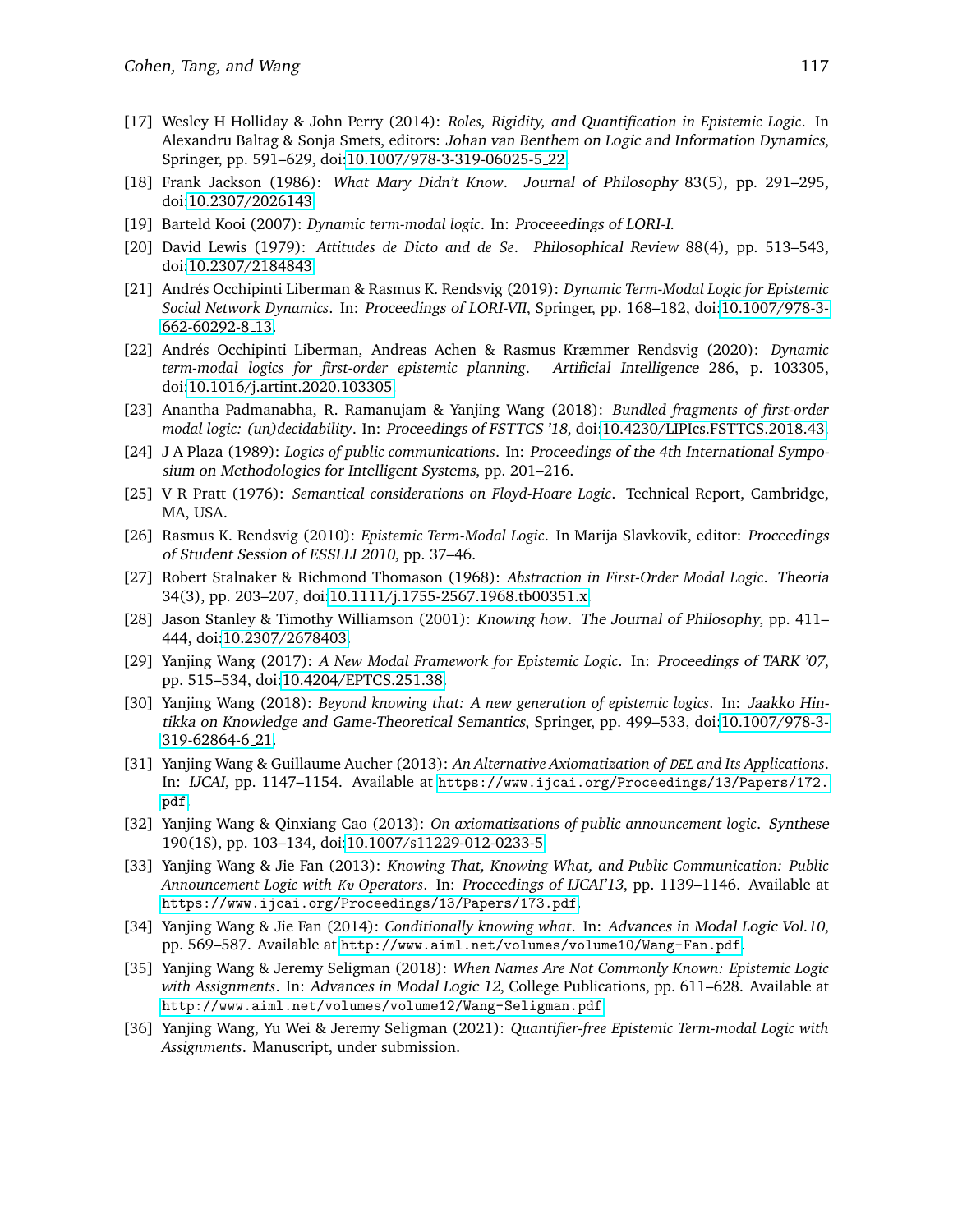[17] Wesley H Holliday & John Perry (2014): *Roles, Rigidity, and Quantification in Epistemic Logic*. In Alexandru Baltag & Sonja Smets, editors: *Johan van Benthem on Logic and Information Dynamics*, Springer, pp. 591–629, doi:10.1007/978-3-319-06025-5_22.

[18] Frank Jackson (1986): *What Mary Didn't Know*. *Journal of Philosophy* 83(5), pp. 291–295, doi:10.2307/2026143.

[19] Barteld Kooi (2007): *Dynamic term-modal logic*. In: *Proceeedings of LORI-I*.

[20] David Lewis (1979): *Attitudes de Dicto and de Se*. *Philosophical Review* 88(4), pp. 513–543, doi:10.2307/2184843.

[21] Andrés Occhipinti Liberman & Rasmus K. Rendsvig (2019): *Dynamic Term-Modal Logic for Epistemic Social Network Dynamics*. In: *Proceedings of LORI-VII*, Springer, pp. 168–182, doi:10.1007/978-3-662-60292-8_13.

[22] Andrés Occhipinti Liberman, Andreas Achen & Rasmus Kræmmer Rendsvig (2020): *Dynamic term-modal logics for first-order epistemic planning*. *Artificial Intelligence* 286, p. 103305, doi:10.1016/j.artint.2020.103305.

[23] Anantha Padmanabha, R. Ramanujam & Yanjing Wang (2018): *Bundled fragments of first-order modal logic: (un)decidability*. In: *Proceedings of FSTTCS '18*, doi:10.4230/LIPIcs.FSTTCS.2018.43.

[24] J A Plaza (1989): *Logics of public communications*. In: *Proceedings of the 4th International Symposium on Methodologies for Intelligent Systems*, pp. 201–216.

[25] V R Pratt (1976): *Semantical considerations on Floyd-Hoare Logic*. Technical Report, Cambridge, MA, USA.

[26] Rasmus K. Rendsvig (2010): *Epistemic Term-Modal Logic*. In Marija Slavkovik, editor: *Proceedings of Student Session of ESSLLI 2010*, pp. 37–46.

[27] Robert Stalnaker & Richmond Thomason (1968): *Abstraction in First-Order Modal Logic*. *Theoria* 34(3), pp. 203–207, doi:10.1111/j.1755-2567.1968.tb00351.x.

[28] Jason Stanley & Timothy Williamson (2001): *Knowing how*. *The Journal of Philosophy*, pp. 411–444, doi:10.2307/2678403.

[29] Yanjing Wang (2017): *A New Modal Framework for Epistemic Logic*. In: *Proceedings of TARK '07*, pp. 515–534, doi:10.4204/EPTCS.251.38.

[30] Yanjing Wang (2018): *Beyond knowing that: A new generation of epistemic logics*. In: *Jaakko Hintikka on Knowledge and Game-Theoretical Semantics*, Springer, pp. 499–533, doi:10.1007/978-3-319-62864-6_21.

[31] Yanjing Wang & Guillaume Aucher (2013): *An Alternative Axiomatization of DEL and Its Applications*. In: *IJCAI*, pp. 1147–1154. Available at https://www.ijcai.org/Proceedings/13/Papers/172.pdf.

[32] Yanjing Wang & Qinxiang Cao (2013): *On axiomatizations of public announcement logic*. *Synthese* 190(1S), pp. 103–134, doi:10.1007/s11229-012-0233-5.

[33] Yanjing Wang & Jie Fan (2013): *Knowing That, Knowing What, and Public Communication: Public Announcement Logic with Kv Operators*. In: *Proceedings of IJCAI'13*, pp. 1139–1146. Available at https://www.ijcai.org/Proceedings/13/Papers/173.pdf.

[34] Yanjing Wang & Jie Fan (2014): *Conditionally knowing what*. In: *Advances in Modal Logic Vol.10*, pp. 569–587. Available at http://www.aiml.net/volumes/volume10/Wang-Fan.pdf.

[35] Yanjing Wang & Jeremy Seligman (2018): *When Names Are Not Commonly Known: Epistemic Logic with Assignments*. In: *Advances in Modal Logic 12*, College Publications, pp. 611–628. Available at http://www.aiml.net/volumes/volume12/Wang-Seligman.pdf.

[36] Yanjing Wang, Yu Wei & Jeremy Seligman (2021): *Quantifier-free Epistemic Term-modal Logic with Assignments*. Manuscript, under submission.